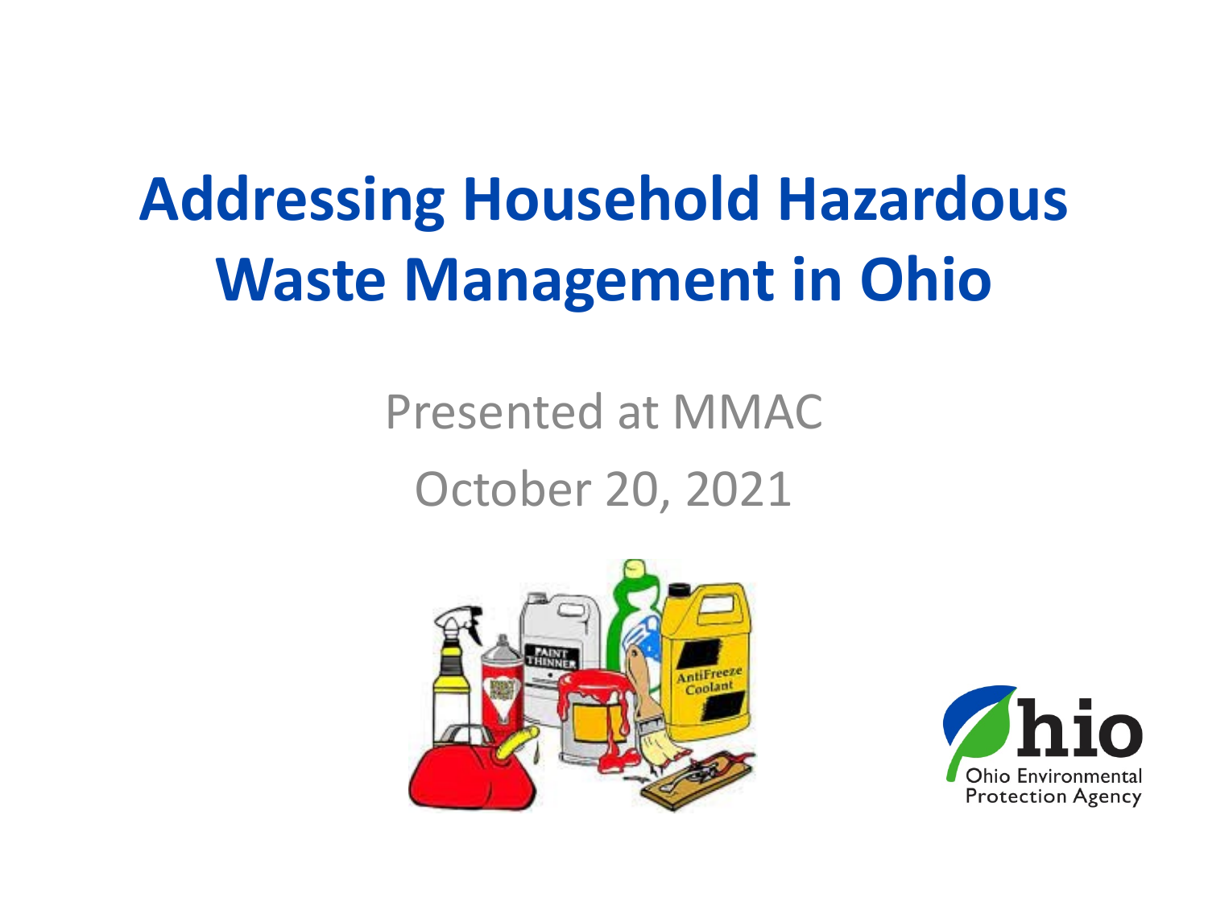# Addressing Household Hazardous Waste Management in Ohio

Presented at MMAC

October 20, 2021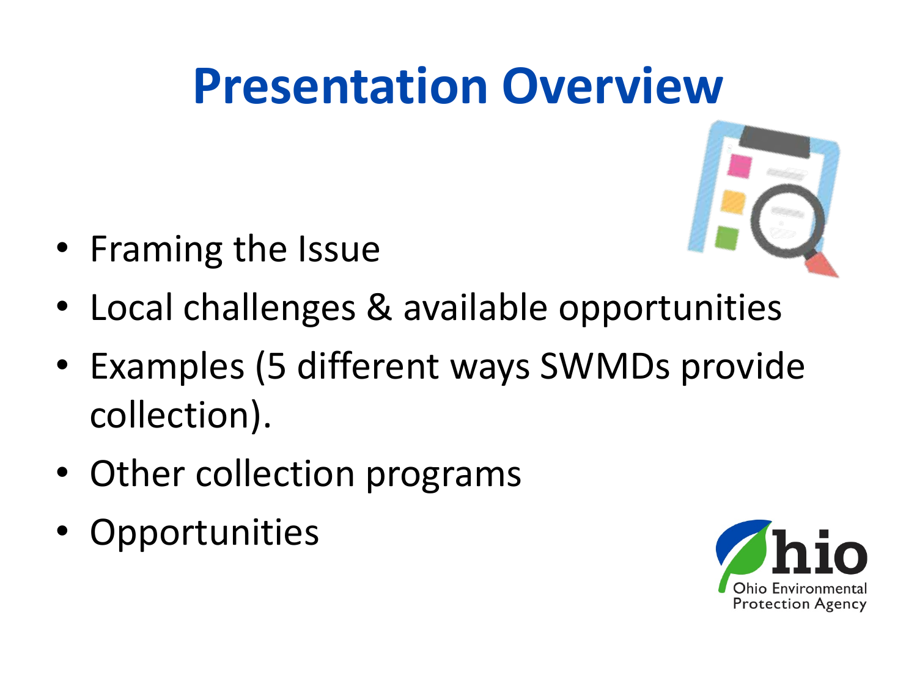# Presentation Overview

- Framing the Issue
- Local challenges & available opportunities
- Examples (5 different ways SWMDs provide collection).
- Other collection programs
- Opportunities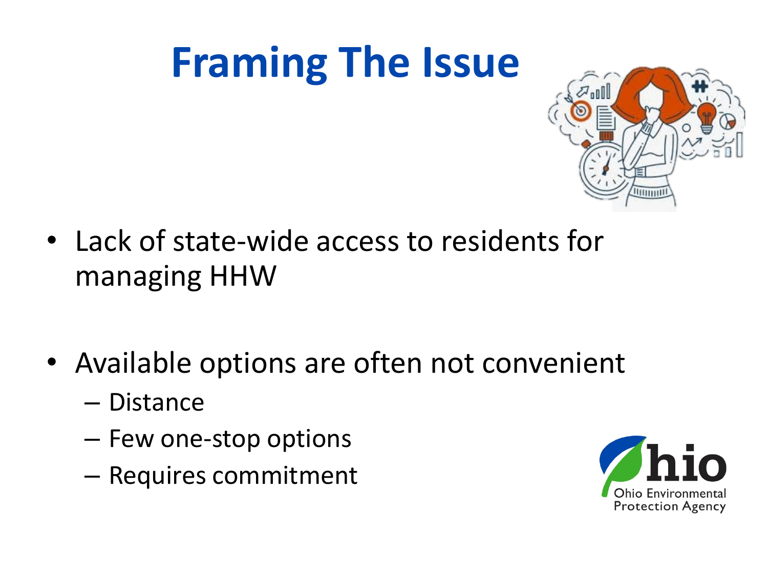# Framing The Issue

- Lack of state-wide access to residents for managing HHW
- Available options are often not convenient
  - Distance
  - Few one-stop options
  - Requires commitment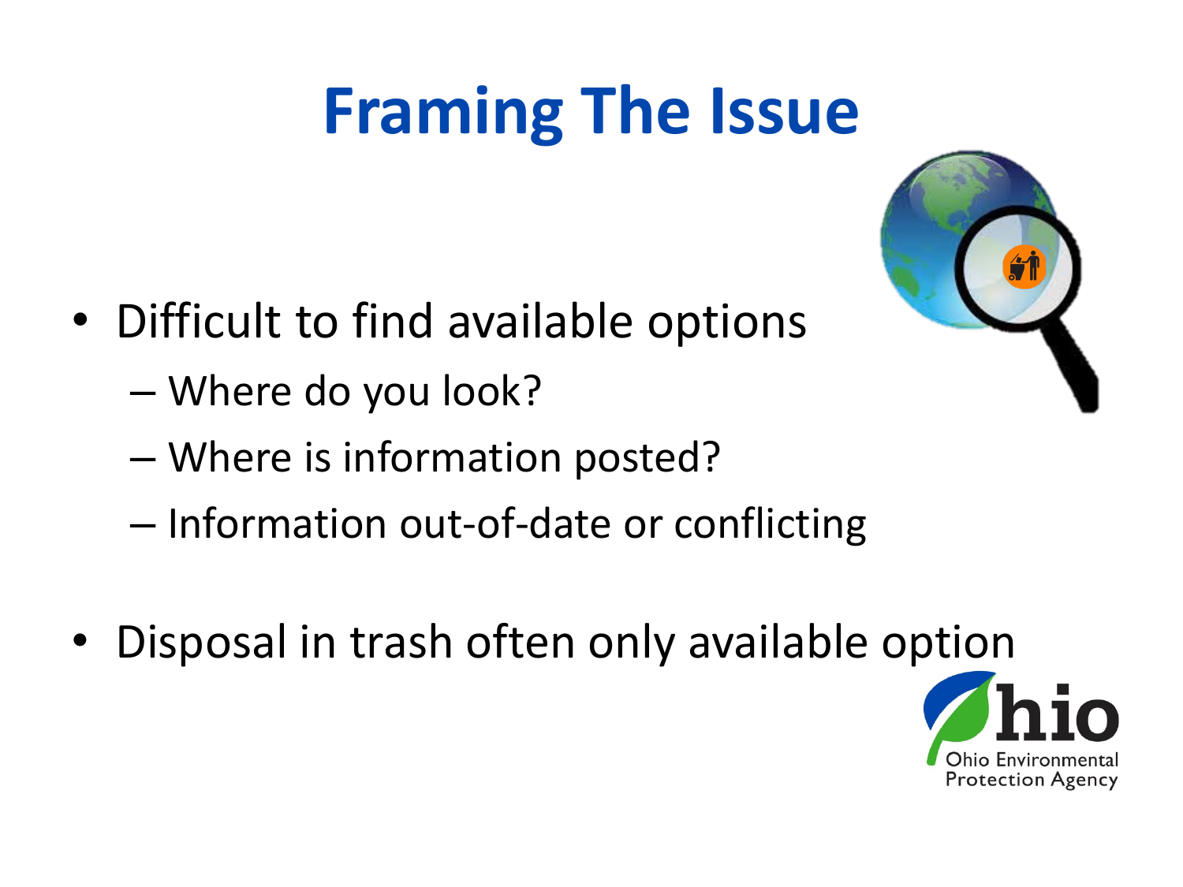# Framing The Issue

- Difficult to find available options
  - Where do you look?
  - Where is information posted?
  - Information out-of-date or conflicting
- Disposal in trash often only available option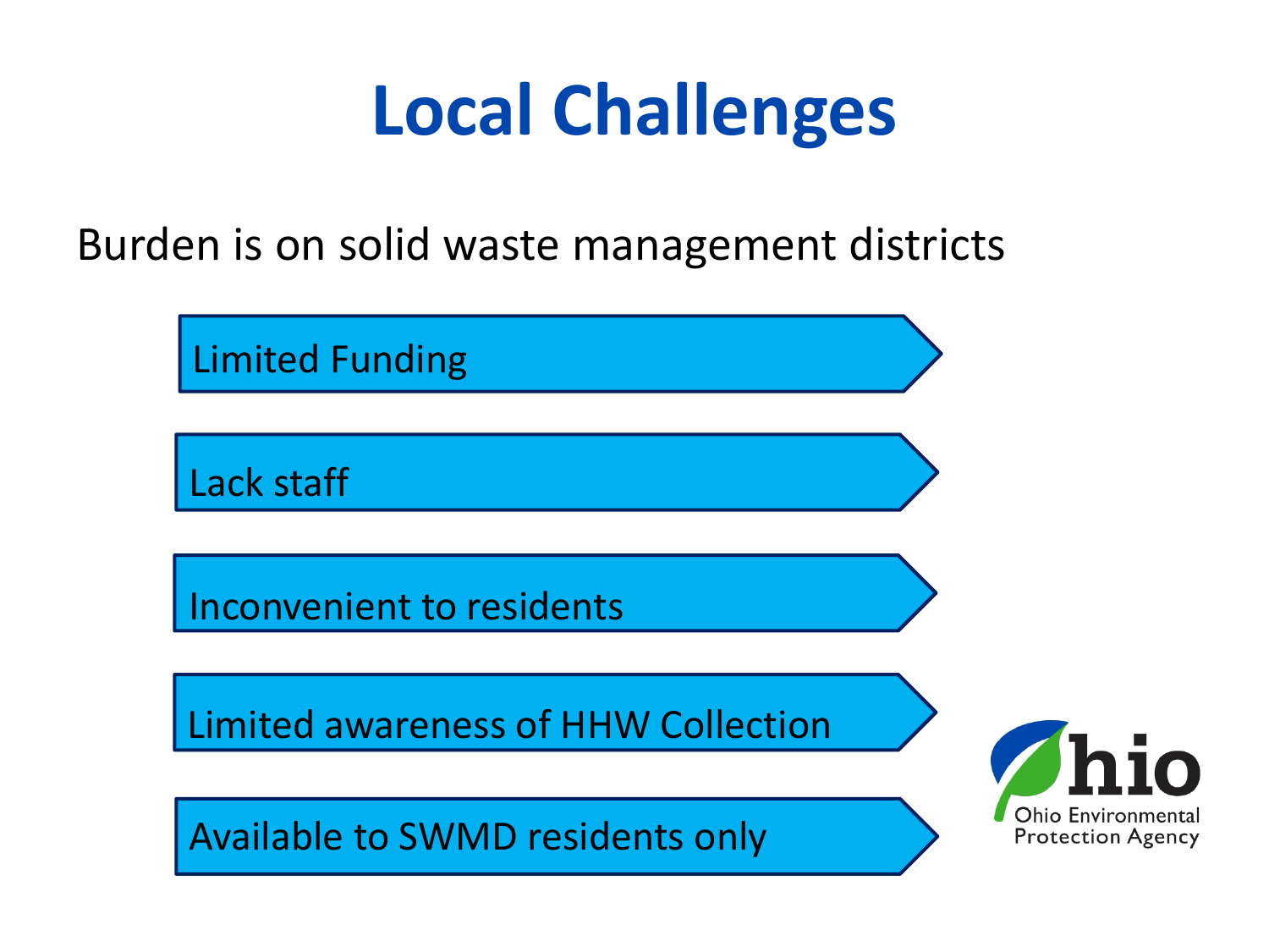# Local Challenges

Burden is on solid waste management districts

- Limited Funding
- Lack staff
- Inconvenient to residents
- Limited awareness of HHW Collection
- Available to SWMD residents only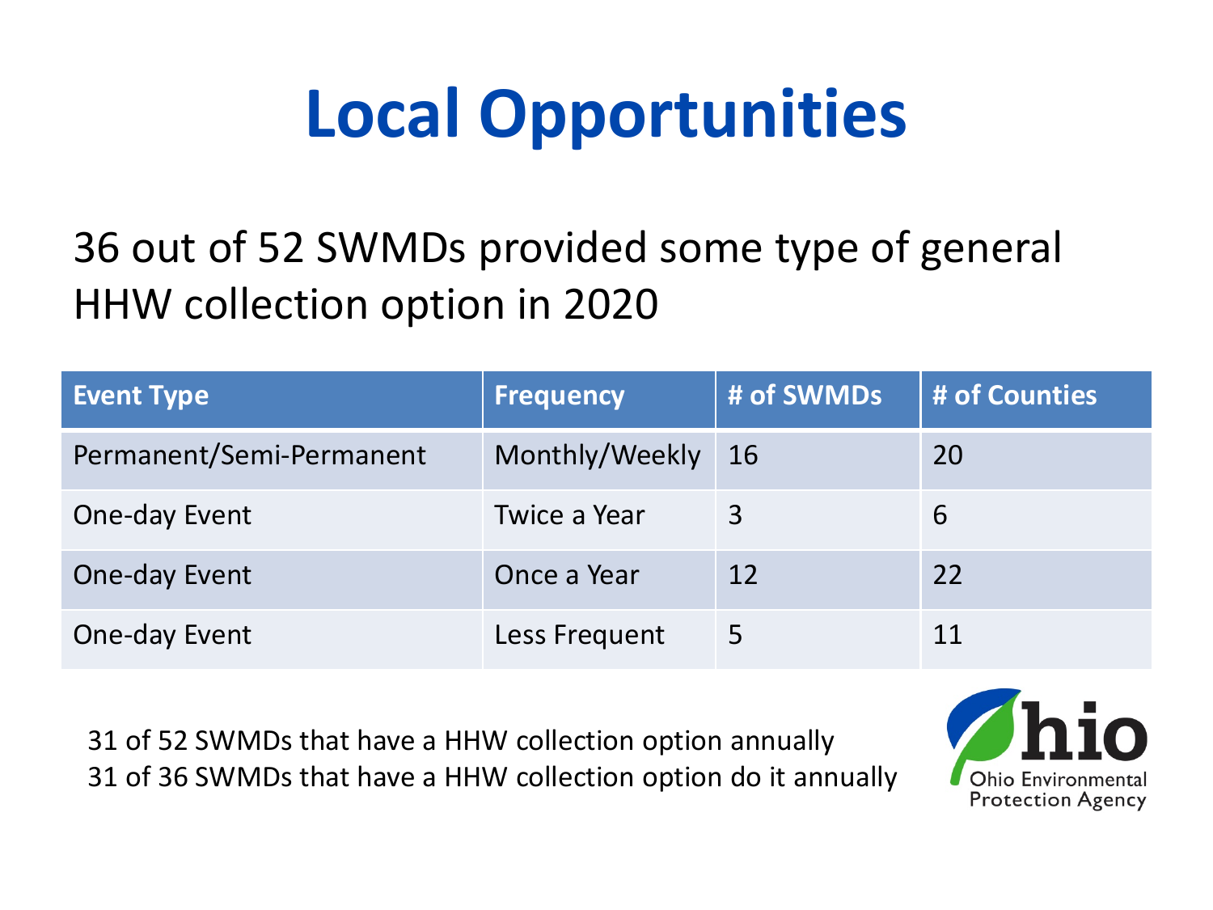# Local Opportunities

36 out of 52 SWMDs provided some type of general HHW collection option in 2020

| Event Type | Frequency | # of SWMDs | # of Counties |
|---|---|---|---|
| Permanent/Semi-Permanent | Monthly/Weekly | 16 | 20 |
| One-day Event | Twice a Year | 3 | 6 |
| One-day Event | Once a Year | 12 | 22 |
| One-day Event | Less Frequent | 5 | 11 |

31 of 52 SWMDs that have a HHW collection option annually
31 of 36 SWMDs that have a HHW collection option do it annually

Ohio Environmental Protection Agency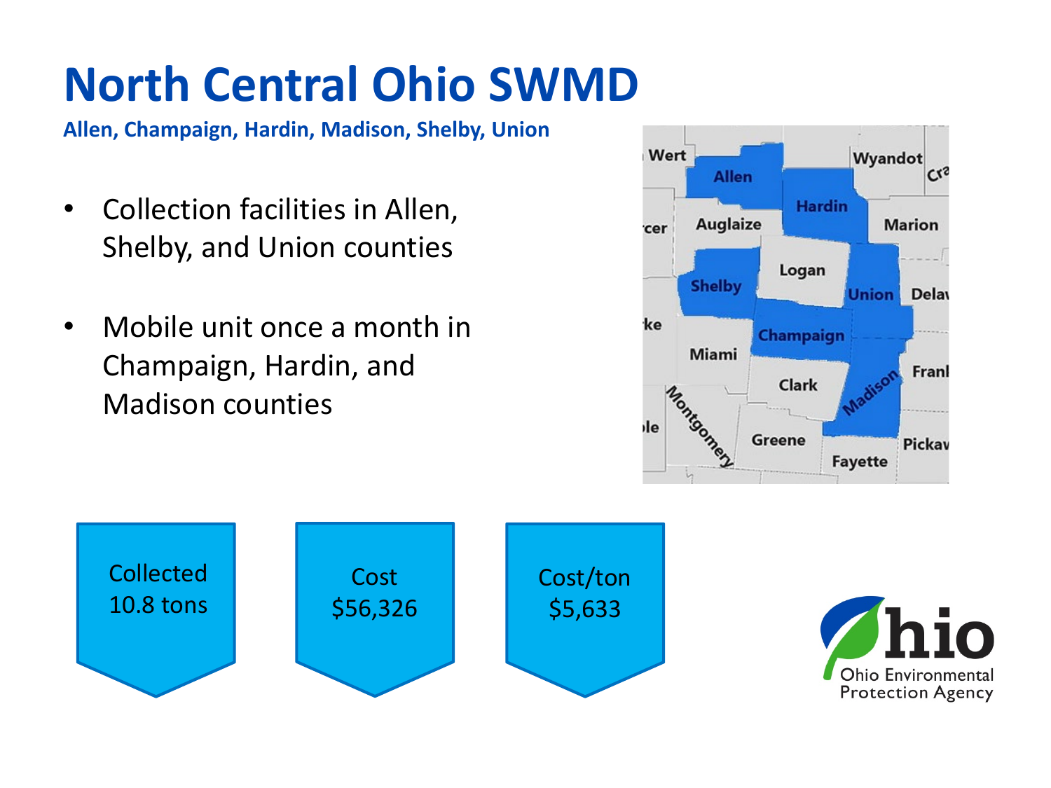# North Central Ohio SWMD

**Allen, Champaign, Hardin, Madison, Shelby, Union**

- Collection facilities in Allen, Shelby, and Union counties
- Mobile unit once a month in Champaign, Hardin, and Madison counties

Collected 10.8 tons

Cost $56,326

Cost/ton $5,633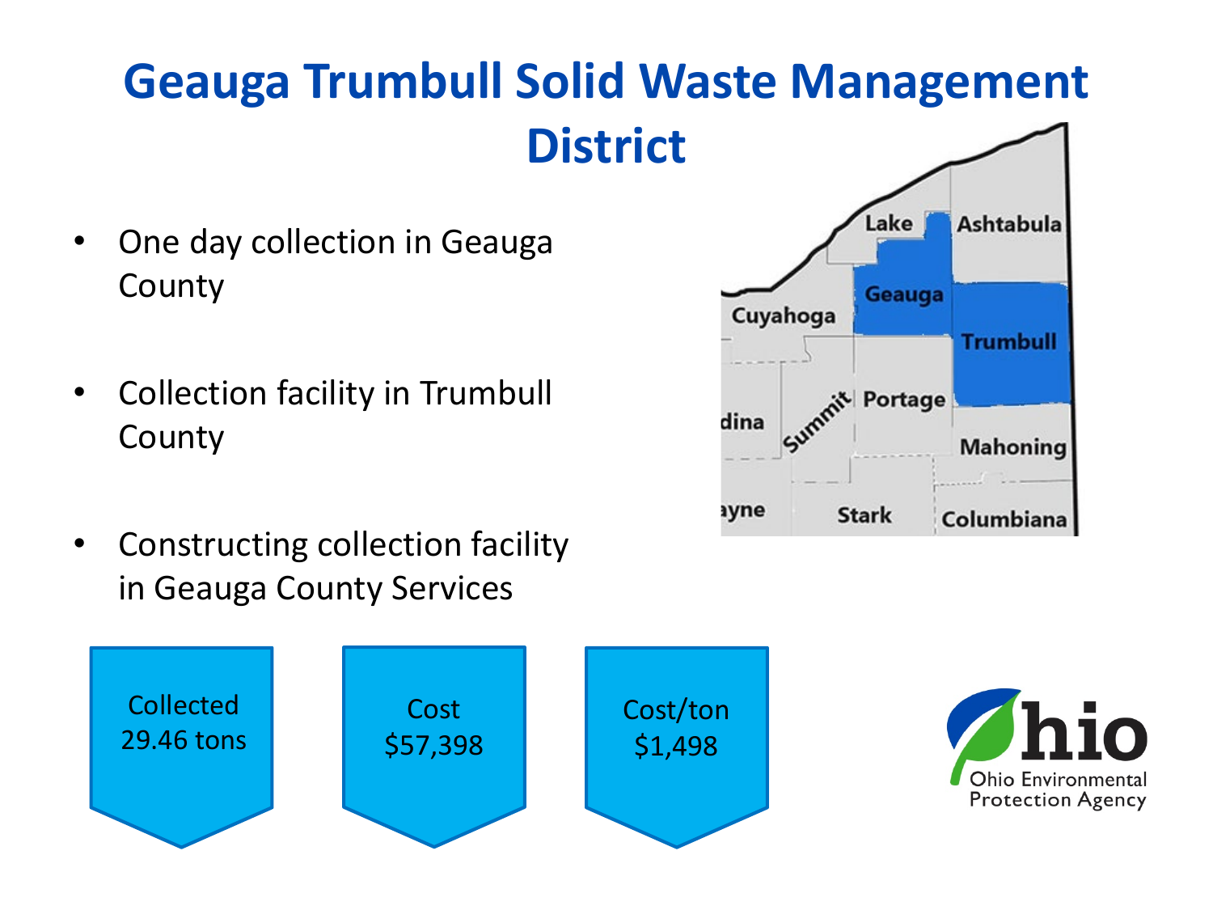# Geauga Trumbull Solid Waste Management District

- One day collection in Geauga County
- Collection facility in Trumbull County
- Constructing collection facility in Geauga County Services

Collected 29.46 tons

Cost $57,398

Cost/ton $1,498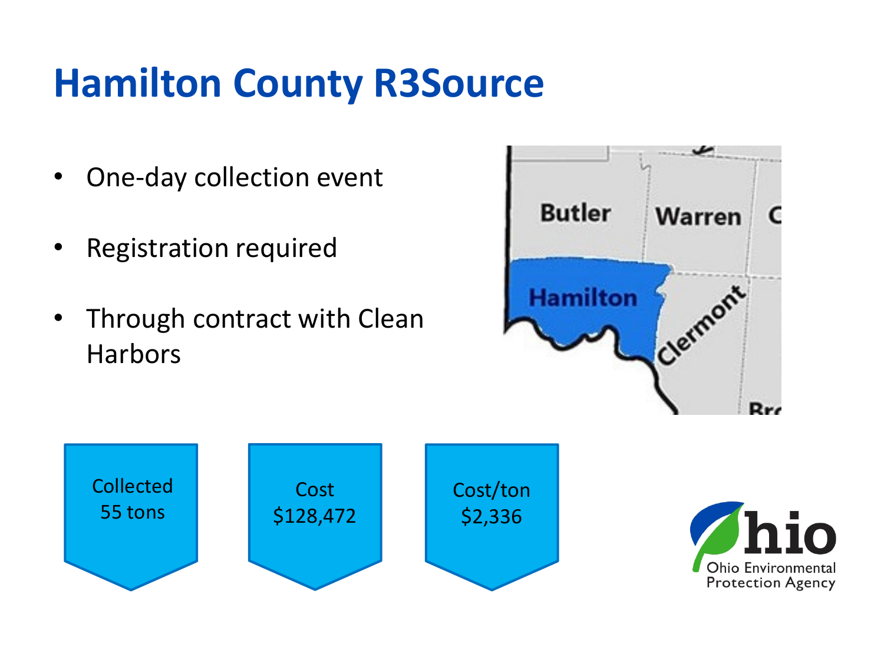# Hamilton County R3Source

- One-day collection event
- Registration required
- Through contract with Clean Harbors

Collected
55 tons

Cost
$128,472

Cost/ton
$2,336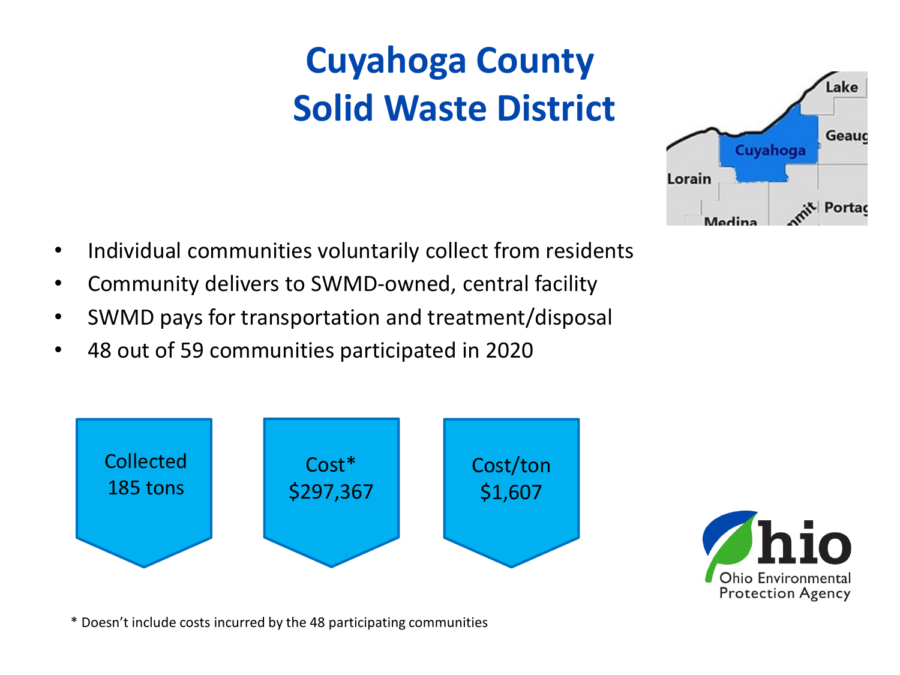# Cuyahoga County Solid Waste District

- Individual communities voluntarily collect from residents
- Community delivers to SWMD-owned, central facility
- SWMD pays for transportation and treatment/disposal
- 48 out of 59 communities participated in 2020

Collected 185 tons

Cost* $297,367

Cost/ton $1,607

* Doesn't include costs incurred by the 48 participating communities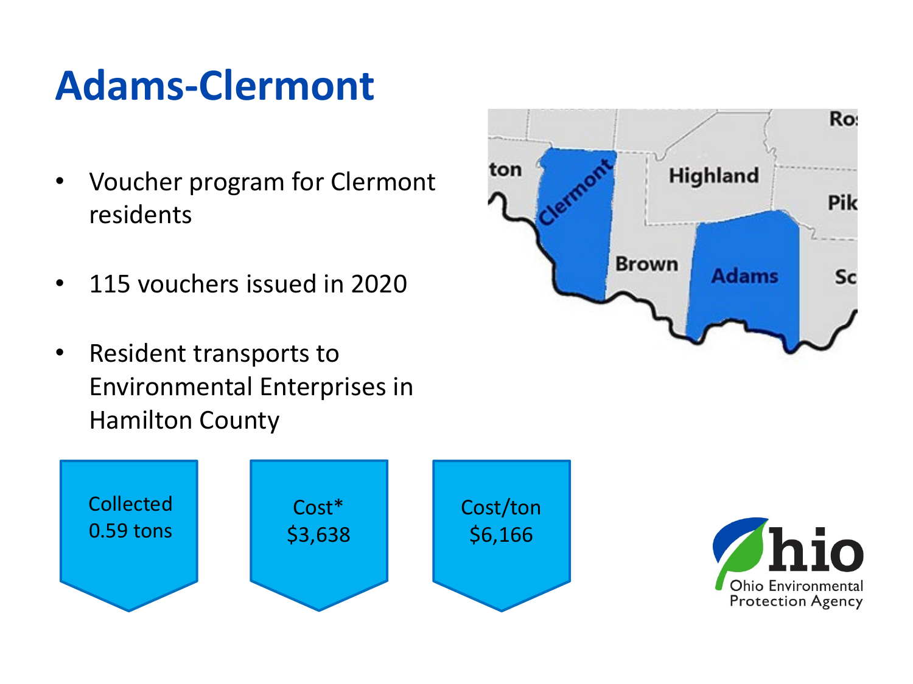# Adams-Clermont

- Voucher program for Clermont residents
- 115 vouchers issued in 2020
- Resident transports to Environmental Enterprises in Hamilton County

Collected 0.59 tons

Cost* $3,638

Cost/ton $6,166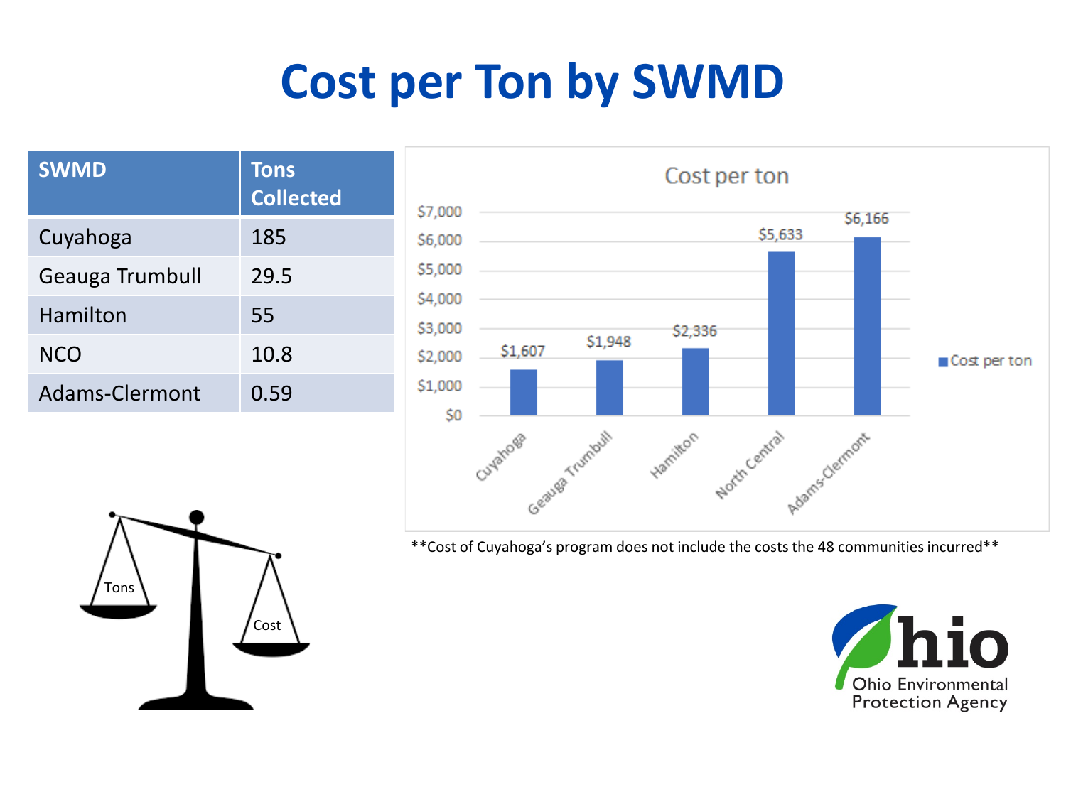# Cost per Ton by SWMD

| SWMD | Tons Collected |
|---|---|
| Cuyahoga | 185 |
| Geauga Trumbull | 29.5 |
| Hamilton | 55 |
| NCO | 10.8 |
| Adams-Clermont | 0.59 |

**Cost per ton**

| SWMD | Cost per ton |
|---|---|
| Cuyahoga | $1,607 |
| Geauga Trumbull | $1,948 |
| Hamilton | $2,336 |
| North Central | $5,633 |
| Adams-Clermont | $6,166 |

**Cost of Cuyahoga's program does not include the costs the 48 communities incurred**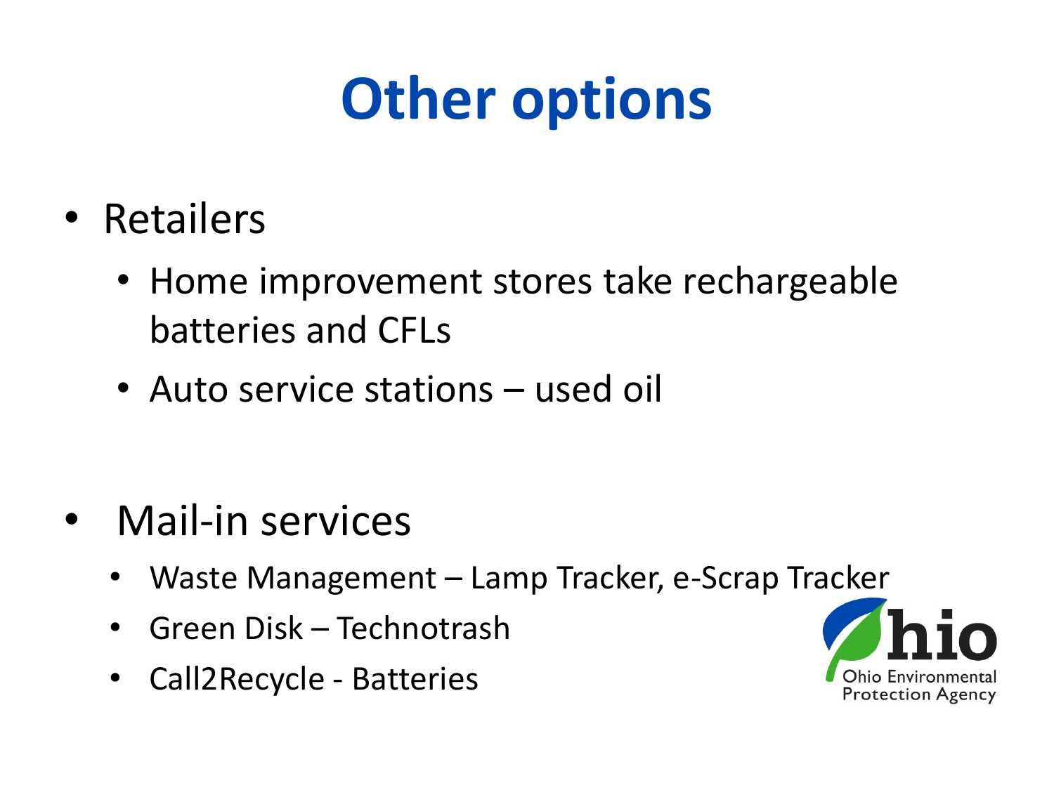# Other options

- Retailers
  - Home improvement stores take rechargeable batteries and CFLs
  - Auto service stations – used oil
- Mail-in services
  - Waste Management – Lamp Tracker, e-Scrap Tracker
  - Green Disk – Technotrash
  - Call2Recycle - Batteries

Ohio Environmental Protection Agency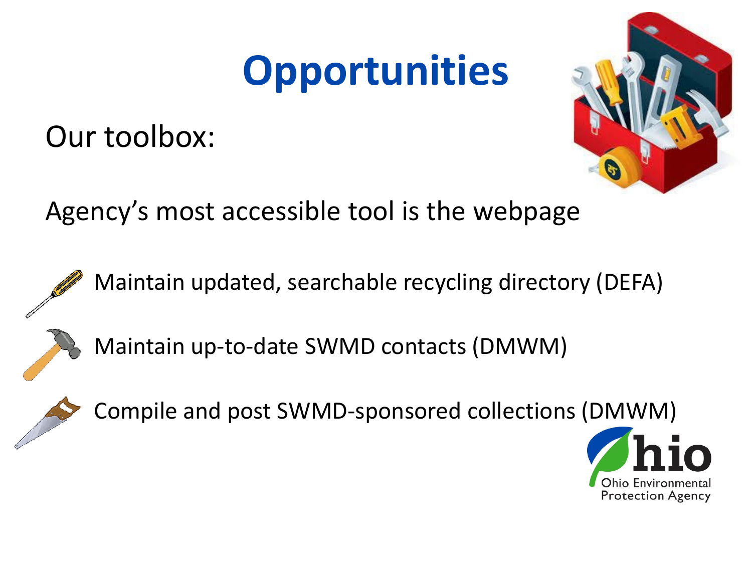# Opportunities

Our toolbox:

Agency's most accessible tool is the webpage

- Maintain updated, searchable recycling directory (DEFA)
- Maintain up-to-date SWMD contacts (DMWM)
- Compile and post SWMD-sponsored collections (DMWM)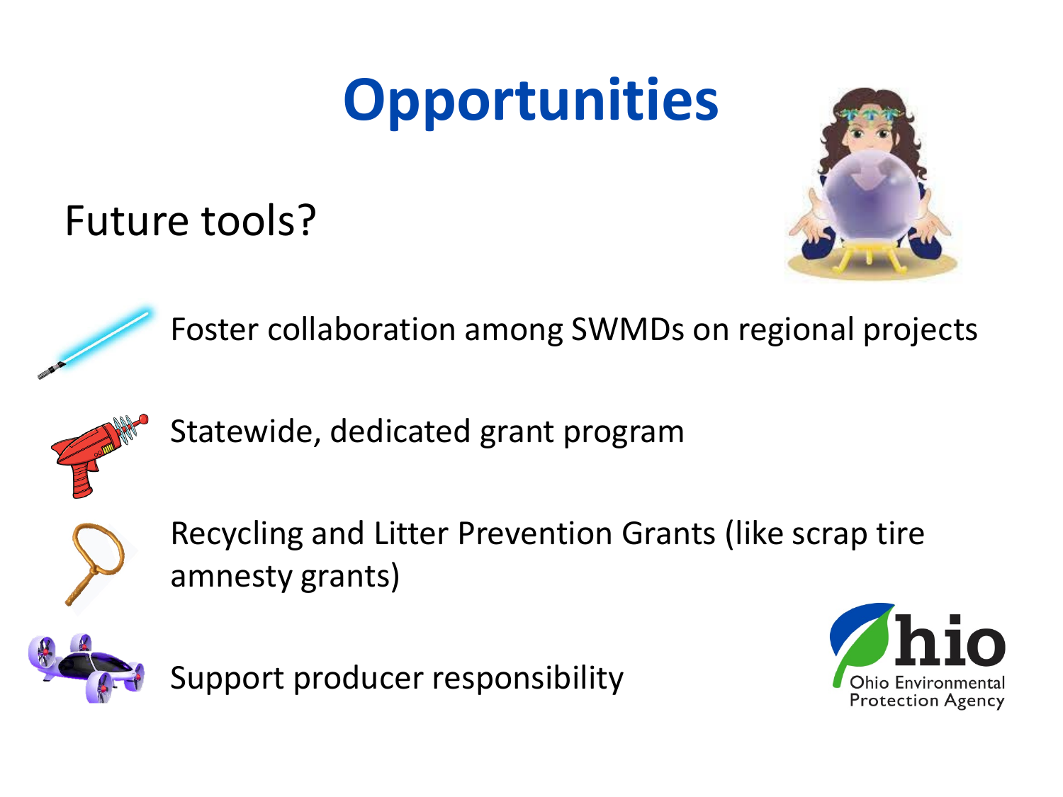# Opportunities

Future tools?

- Foster collaboration among SWMDs on regional projects
- Statewide, dedicated grant program
- Recycling and Litter Prevention Grants (like scrap tire amnesty grants)
- Support producer responsibility

Ohio Environmental Protection Agency